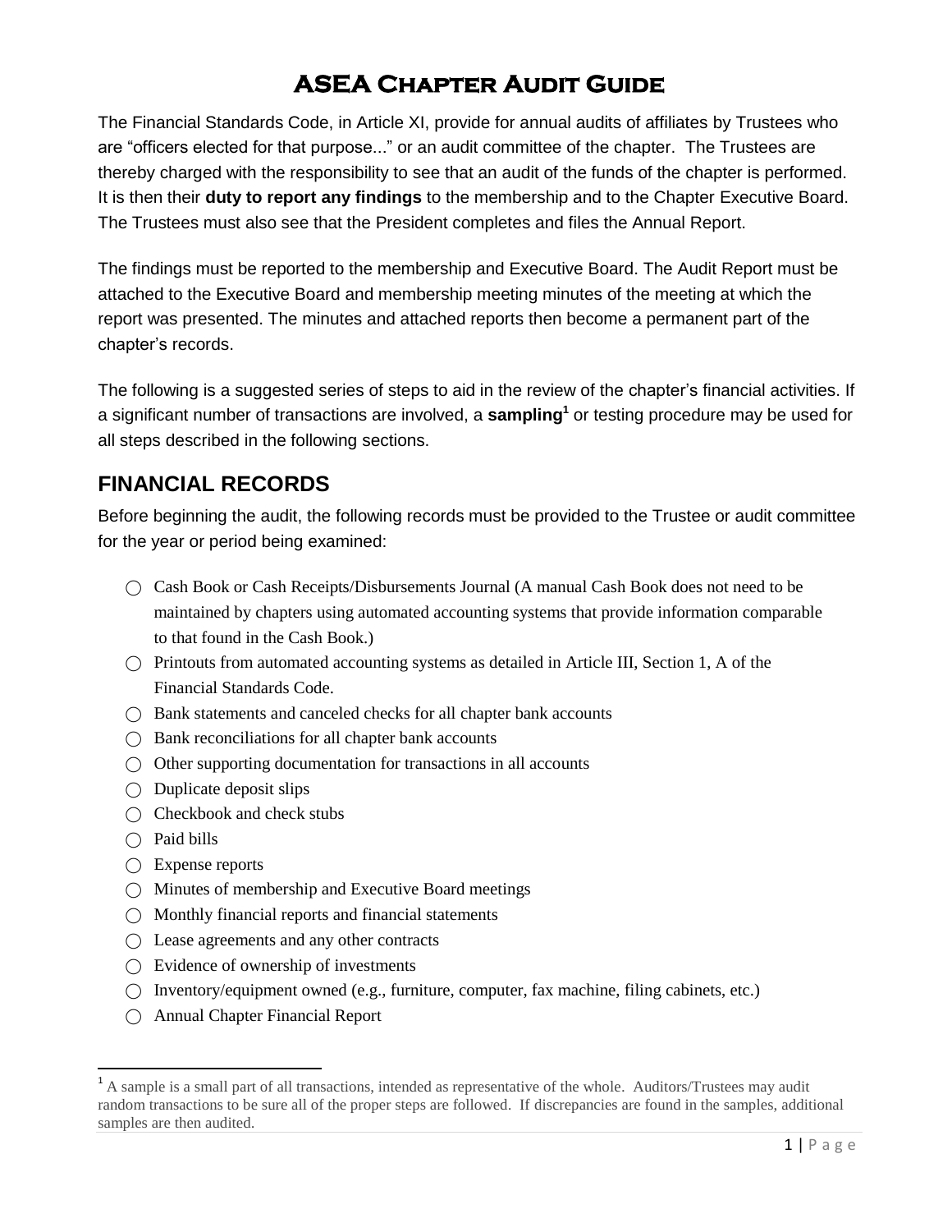# ASEA Chapter Audit Guide

The Financial Standards Code, in Article XI, provide for annual audits of affiliates by Trustees who are "officers elected for that purpose..." or an audit committee of the chapter. The Trustees are thereby charged with the responsibility to see that an audit of the funds of the chapter is performed. It is then their **duty to report any findings** to the membership and to the Chapter Executive Board. The Trustees must also see that the President completes and files the Annual Report.

The findings must be reported to the membership and Executive Board. The Audit Report must be attached to the Executive Board and membership meeting minutes of the meeting at which the report was presented. The minutes and attached reports then become a permanent part of the chapter's records.

The following is a suggested series of steps to aid in the review of the chapter's financial activities. If a significant number of transactions are involved, a **sampling**[1] or testing procedure may be used for all steps described in the following sections.

## FINANCIAL RECORDS

Before beginning the audit, the following records must be provided to the Trustee or audit committee for the year or period being examined:

- ◯ Cash Book or Cash Receipts/Disbursements Journal (A manual Cash Book does not need to be maintained by chapters using automated accounting systems that provide information comparable to that found in the Cash Book.)
- ◯ Printouts from automated accounting systems as detailed in Article III, Section 1, A of the Financial Standards Code.
- ◯ Bank statements and canceled checks for all chapter bank accounts
- ◯ Bank reconciliations for all chapter bank accounts
- ◯ Other supporting documentation for transactions in all accounts
- ◯ Duplicate deposit slips
- ◯ Checkbook and check stubs
- ◯ Paid bills
- ◯ Expense reports
- ◯ Minutes of membership and Executive Board meetings
- ◯ Monthly financial reports and financial statements
- ◯ Lease agreements and any other contracts
- ◯ Evidence of ownership of investments
- ◯ Inventory/equipment owned (e.g., furniture, computer, fax machine, filing cabinets, etc.)
- ◯ Annual Chapter Financial Report

[1] A sample is a small part of all transactions, intended as representative of the whole. Auditors/Trustees may audit random transactions to be sure all of the proper steps are followed. If discrepancies are found in the samples, additional samples are then audited.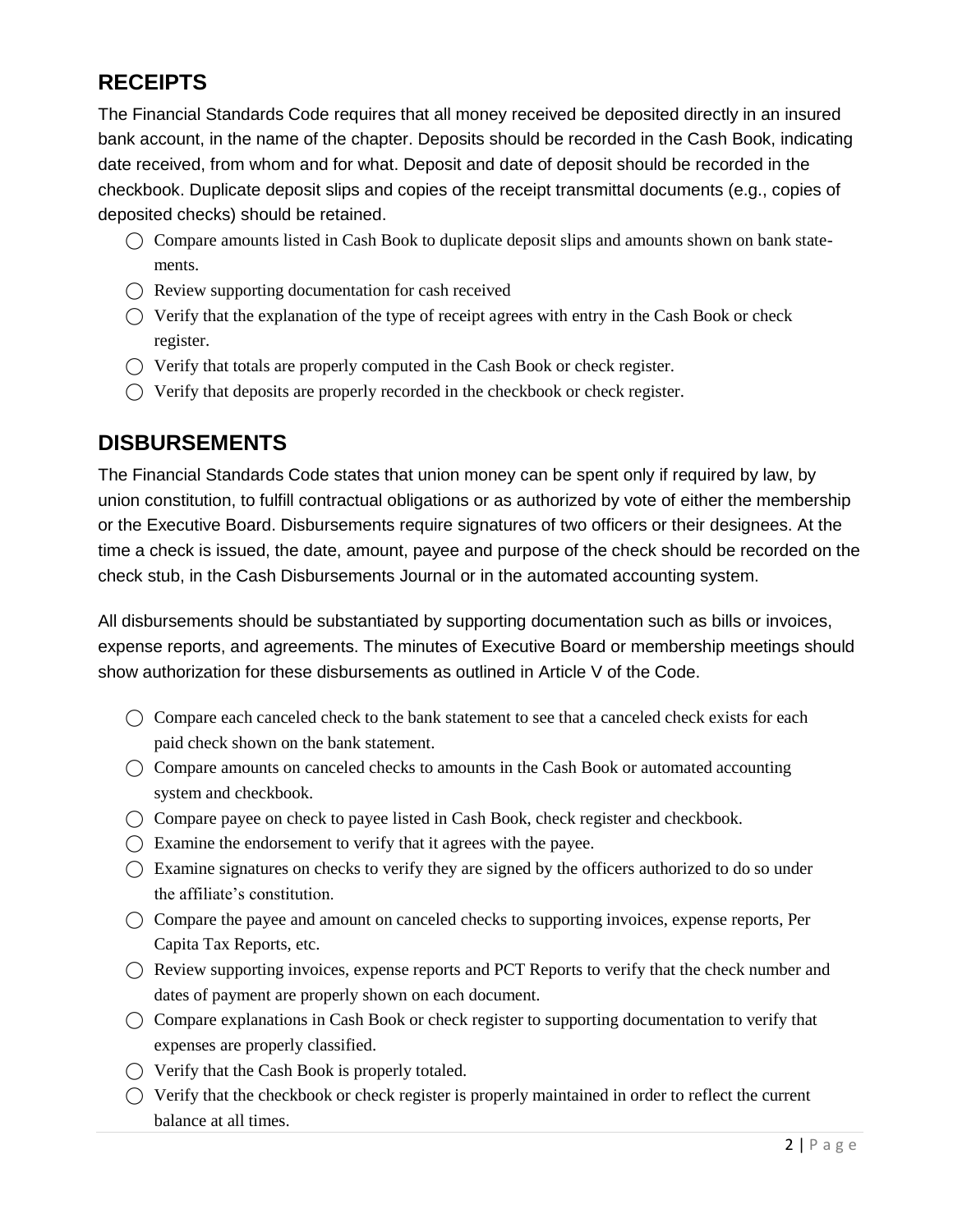## RECEIPTS

The Financial Standards Code requires that all money received be deposited directly in an insured bank account, in the name of the chapter. Deposits should be recorded in the Cash Book, indicating date received, from whom and for what. Deposit and date of deposit should be recorded in the checkbook. Duplicate deposit slips and copies of the receipt transmittal documents (e.g., copies of deposited checks) should be retained.

- ◯ Compare amounts listed in Cash Book to duplicate deposit slips and amounts shown on bank statements.
- ◯ Review supporting documentation for cash received
- ◯ Verify that the explanation of the type of receipt agrees with entry in the Cash Book or check register.
- ◯ Verify that totals are properly computed in the Cash Book or check register.
- ◯ Verify that deposits are properly recorded in the checkbook or check register.

## DISBURSEMENTS

The Financial Standards Code states that union money can be spent only if required by law, by union constitution, to fulfill contractual obligations or as authorized by vote of either the membership or the Executive Board. Disbursements require signatures of two officers or their designees. At the time a check is issued, the date, amount, payee and purpose of the check should be recorded on the check stub, in the Cash Disbursements Journal or in the automated accounting system.

All disbursements should be substantiated by supporting documentation such as bills or invoices, expense reports, and agreements. The minutes of Executive Board or membership meetings should show authorization for these disbursements as outlined in Article V of the Code.

- ◯ Compare each canceled check to the bank statement to see that a canceled check exists for each paid check shown on the bank statement.
- ◯ Compare amounts on canceled checks to amounts in the Cash Book or automated accounting system and checkbook.
- ◯ Compare payee on check to payee listed in Cash Book, check register and checkbook.
- ◯ Examine the endorsement to verify that it agrees with the payee.
- ◯ Examine signatures on checks to verify they are signed by the officers authorized to do so under the affiliate's constitution.
- ◯ Compare the payee and amount on canceled checks to supporting invoices, expense reports, Per Capita Tax Reports, etc.
- ◯ Review supporting invoices, expense reports and PCT Reports to verify that the check number and dates of payment are properly shown on each document.
- ◯ Compare explanations in Cash Book or check register to supporting documentation to verify that expenses are properly classified.
- ◯ Verify that the Cash Book is properly totaled.
- ◯ Verify that the checkbook or check register is properly maintained in order to reflect the current balance at all times.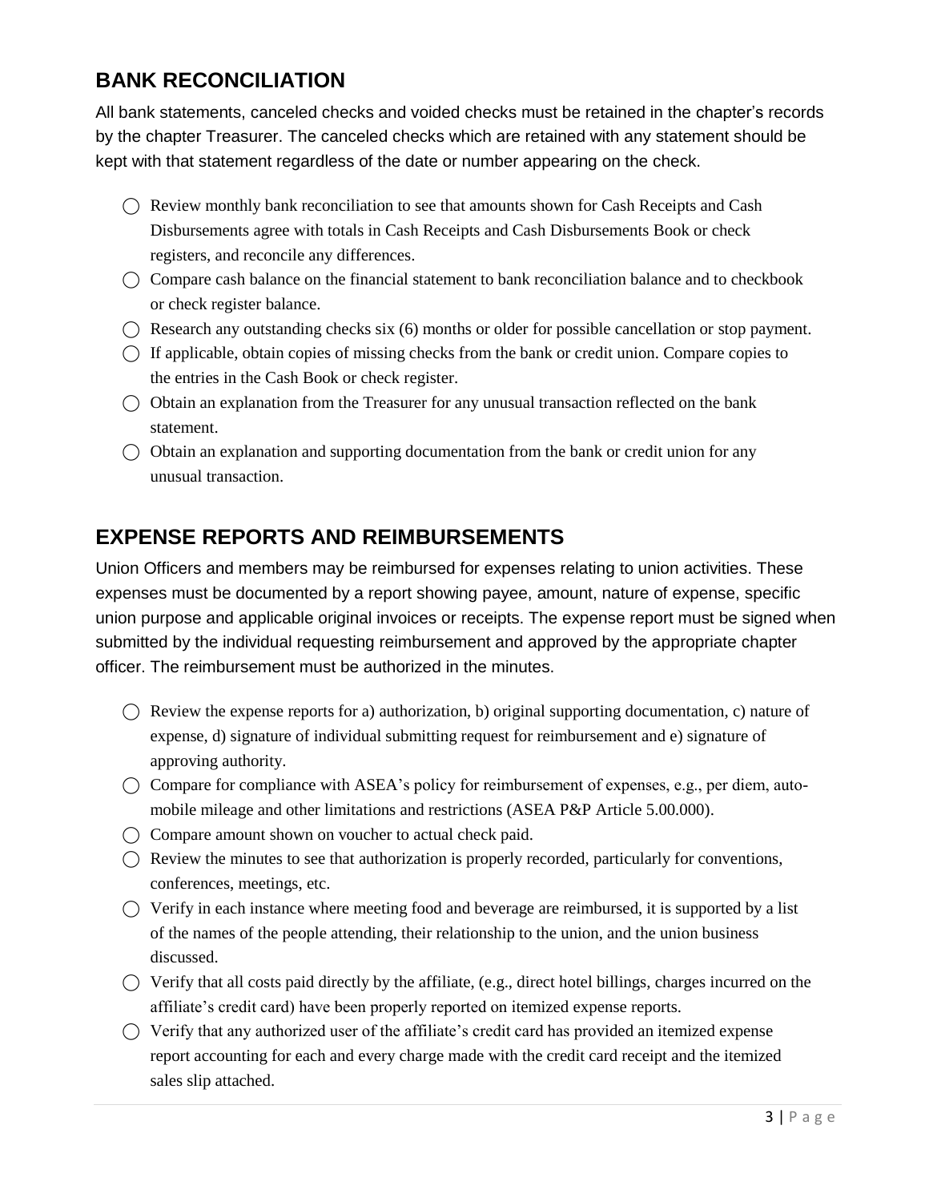## BANK RECONCILIATION

All bank statements, canceled checks and voided checks must be retained in the chapter's records by the chapter Treasurer. The canceled checks which are retained with any statement should be kept with that statement regardless of the date or number appearing on the check.

- ◯ Review monthly bank reconciliation to see that amounts shown for Cash Receipts and Cash Disbursements agree with totals in Cash Receipts and Cash Disbursements Book or check registers, and reconcile any differences.
- ◯ Compare cash balance on the financial statement to bank reconciliation balance and to checkbook or check register balance.
- ◯ Research any outstanding checks six (6) months or older for possible cancellation or stop payment.
- ◯ If applicable, obtain copies of missing checks from the bank or credit union. Compare copies to the entries in the Cash Book or check register.
- ◯ Obtain an explanation from the Treasurer for any unusual transaction reflected on the bank statement.
- ◯ Obtain an explanation and supporting documentation from the bank or credit union for any unusual transaction.

## EXPENSE REPORTS AND REIMBURSEMENTS

Union Officers and members may be reimbursed for expenses relating to union activities. These expenses must be documented by a report showing payee, amount, nature of expense, specific union purpose and applicable original invoices or receipts. The expense report must be signed when submitted by the individual requesting reimbursement and approved by the appropriate chapter officer. The reimbursement must be authorized in the minutes.

- ◯ Review the expense reports for a) authorization, b) original supporting documentation, c) nature of expense, d) signature of individual submitting request for reimbursement and e) signature of approving authority.
- ◯ Compare for compliance with ASEA's policy for reimbursement of expenses, e.g., per diem, automobile mileage and other limitations and restrictions (ASEA P&P Article 5.00.000).
- ◯ Compare amount shown on voucher to actual check paid.
- ◯ Review the minutes to see that authorization is properly recorded, particularly for conventions, conferences, meetings, etc.
- ◯ Verify in each instance where meeting food and beverage are reimbursed, it is supported by a list of the names of the people attending, their relationship to the union, and the union business discussed.
- ◯ Verify that all costs paid directly by the affiliate, (e.g., direct hotel billings, charges incurred on the affiliate's credit card) have been properly reported on itemized expense reports.
- ◯ Verify that any authorized user of the affiliate's credit card has provided an itemized expense report accounting for each and every charge made with the credit card receipt and the itemized sales slip attached.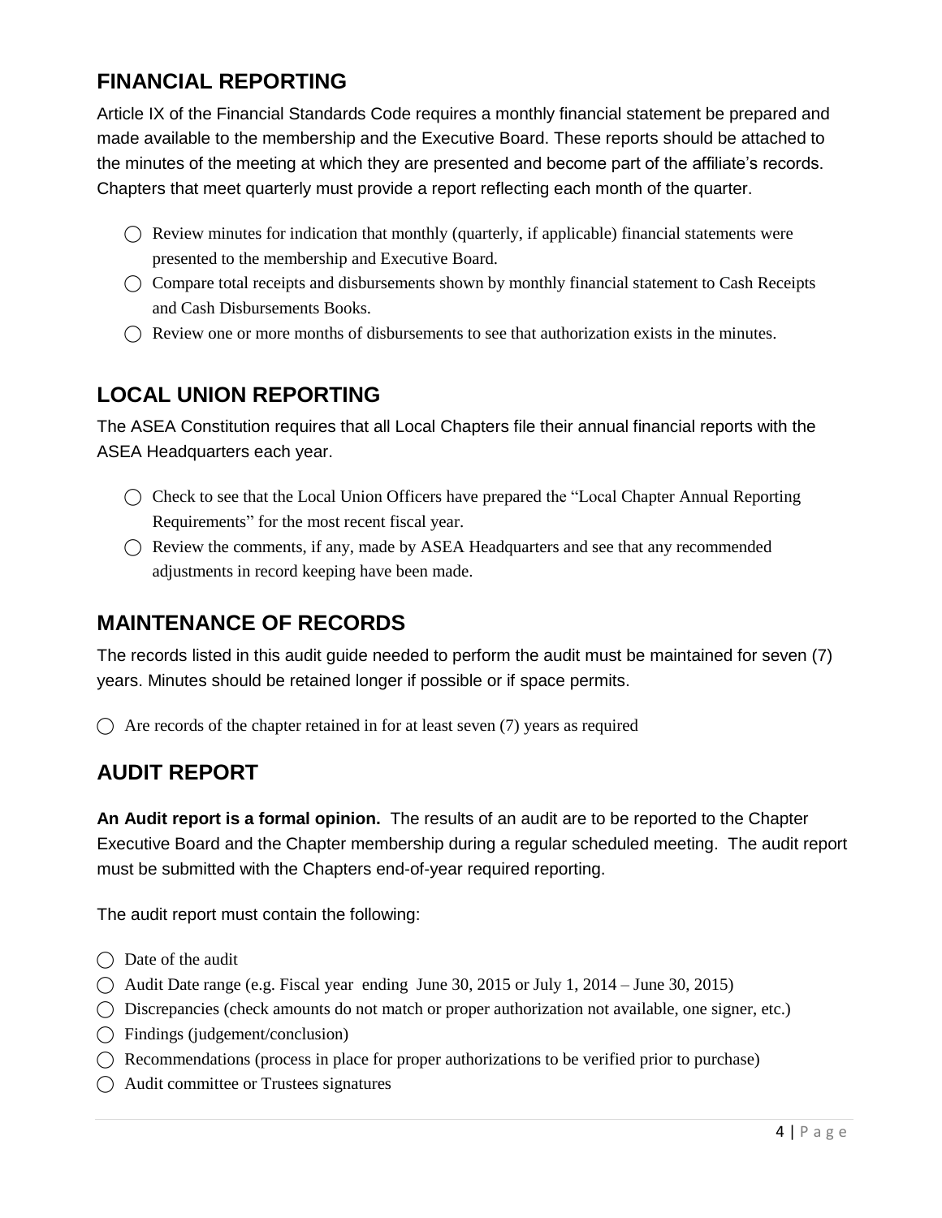## FINANCIAL REPORTING

Article IX of the Financial Standards Code requires a monthly financial statement be prepared and made available to the membership and the Executive Board. These reports should be attached to the minutes of the meeting at which they are presented and become part of the affiliate's records. Chapters that meet quarterly must provide a report reflecting each month of the quarter.

- ◯ Review minutes for indication that monthly (quarterly, if applicable) financial statements were presented to the membership and Executive Board.
- ◯ Compare total receipts and disbursements shown by monthly financial statement to Cash Receipts and Cash Disbursements Books.
- ◯ Review one or more months of disbursements to see that authorization exists in the minutes.

## LOCAL UNION REPORTING

The ASEA Constitution requires that all Local Chapters file their annual financial reports with the ASEA Headquarters each year.

- ◯ Check to see that the Local Union Officers have prepared the "Local Chapter Annual Reporting Requirements" for the most recent fiscal year.
- ◯ Review the comments, if any, made by ASEA Headquarters and see that any recommended adjustments in record keeping have been made.

## MAINTENANCE OF RECORDS

The records listed in this audit guide needed to perform the audit must be maintained for seven (7) years. Minutes should be retained longer if possible or if space permits.

- ◯ Are records of the chapter retained in for at least seven (7) years as required

## AUDIT REPORT

**An Audit report is a formal opinion.** The results of an audit are to be reported to the Chapter Executive Board and the Chapter membership during a regular scheduled meeting. The audit report must be submitted with the Chapters end-of-year required reporting.

The audit report must contain the following:

- ◯ Date of the audit
- ◯ Audit Date range (e.g. Fiscal year ending June 30, 2015 or July 1, 2014 – June 30, 2015)
- ◯ Discrepancies (check amounts do not match or proper authorization not available, one signer, etc.)
- ◯ Findings (judgement/conclusion)
- ◯ Recommendations (process in place for proper authorizations to be verified prior to purchase)
- ◯ Audit committee or Trustees signatures